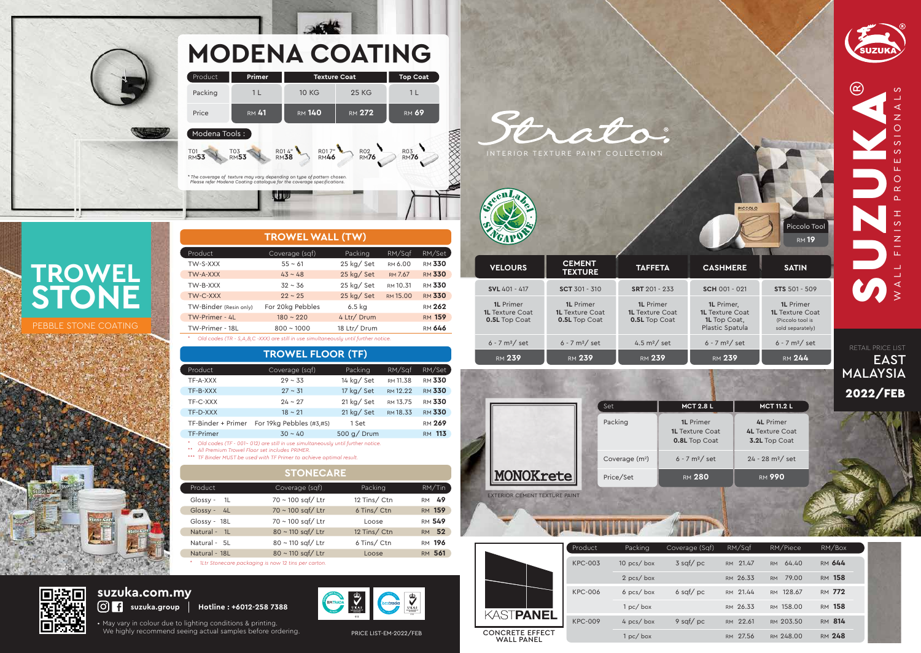# SUZUKA®

WALL FINISH PROFESSIONALS

RETAIL PRICE LIST

EAST MALAYSIA

**2022/FEB**

## MODENA COATING

| Product | Primer | Texture Coat | | Top Coat |
|---|---|---|---|---|
| Packing | 1 L | 10 KG | 25 KG | 1 L |
| Price | RM 41 | RM 140 | RM 272 | RM 69 |

Modena Tools :

| T01 | T03 | R01 4" | R01 7" | R02 | R03 |
|---|---|---|---|---|---|
| RM53 | RM53 | RM38 | RM46 | RM76 | RM76 |

*The coverage of texture may vary depending on type of pattern chosen. Please refer Modena Coating catalogue for the coverage specifications.*

## TROWEL STONE

PEBBLE STONE COATING

### TROWEL WALL (TW)

| Product | Coverage (sqf) | Packing | RM/Sqf | RM/Set |
|---|---|---|---|---|
| TW-S-XXX | 55 ~ 61 | 25 kg/ Set | RM 6.00 | RM 330 |
| TW-A-XXX | 43 ~ 48 | 25 kg/ Set | RM 7.67 | RM 330 |
| TW-B-XXX | 32 ~ 36 | 25 kg/ Set | RM 10.31 | RM 330 |
| TW-C-XXX | 22 ~ 25 | 25 kg/ Set | RM 15.00 | RM 330 |
| TW-Binder (Resin only) | For 20kg Pebbles | 6.5 kg | | RM 262 |
| TW-Primer - 4L | 180 ~ 220 | 4 Ltr/ Drum | | RM 159 |
| TW-Primer - 18L | 800 ~ 1000 | 18 Ltr/ Drum | | RM 646 |

* *Old codes (TR - S,A,B,C -XXX) are still in use simultaneously until further notice.*

### TROWEL FLOOR (TF)

| Product | Coverage (sqf) | Packing | RM/Sqf | RM/Set |
|---|---|---|---|---|
| TF-A-XXX | 29 ~ 33 | 14 kg/ Set | RM 11.38 | RM 330 |
| TF-B-XXX | 27 ~ 31 | 17 kg/ Set | RM 12.22 | RM 330 |
| TF-C-XXX | 24 ~ 27 | 21 kg/ Set | RM 13.75 | RM 330 |
| TF-D-XXX | 18 ~ 21 | 21 kg/ Set | RM 18.33 | RM 330 |
| TF-Binder + Primer | For 19kg Pebbles (#3,#5) | 1 Set | | RM 269 |
| TF-Primer | 30 ~ 40 | 500 g/ Drum | | RM 113 |

* *Old codes (TF - 001~ 012) are still in use simultaneously until further notice.*
** *All Premium Trowel Floor set includes PRIMER.*
*** *TF Binder MUST be used with TF Primer to achieve optimal result.*

### STONECARE

| Product | Coverage (sqf) | Packing | RM/Tin |
|---|---|---|---|
| Glossy - 1L | 70 ~ 100 sqf/ Ltr | 12 Tins/ Ctn | RM 49 |
| Glossy - 4L | 70 ~ 100 sqf/ Ltr | 6 Tins/ Ctn | RM 159 |
| Glossy - 18L | 70 ~ 100 sqf/ Ltr | Loose | RM 549 |
| Natural - 1L | 80 ~ 110 sqf/ Ltr | 12 Tins/ Ctn | RM 52 |
| Natural - 5L | 80 ~ 110 sqf/ Ltr | 6 Tins/ Ctn | RM 196 |
| Natural - 18L | 80 ~ 110 sqf/ Ltr | Loose | RM 561 |

* *1Ltr Stonecare packaging is now 12 tins per carton.*

## Strato.

INTERIOR TEXTURE PAINT COLLECTION

Green Label Singapore

Piccolo Tool RM 19

| VELOURS | CEMENT TEXTURE | TAFFETA | CASHMERE | SATIN |
|---|---|---|---|---|
| SVL 401 - 417 | SCT 301 - 310 | SRT 201 - 233 | SCH 001 - 021 | STS 501 - 509 |
| 1L Primer, 1L Texture Coat, 0.5L Top Coat | 1L Primer, 1L Texture Coat, 0.5L Top Coat | 1L Primer, 1L Texture Coat, 0.5L Top Coat | 1L Primer, 1L Texture Coat, 1L Top Coat, Plastic Spatula | 1L Primer, 1L Texture Coat (Piccolo tool is sold separately) |
| 6 - 7 m²/ set | 6 - 7 m²/ set | 4.5 m²/ set | 6 - 7 m²/ set | 6 - 7 m²/ set |
| RM 239 | RM 239 | RM 239 | RM 239 | RM 244 |

## MONOKrete

EXTERIOR CEMENT TEXTURE PAINT

| Set | MCT 2.8 L | MCT 11.2 L |
|---|---|---|
| Packing | 1L Primer, 1L Texture Coat, 0.8L Top Coat | 4L Primer, 4L Texture Coat, 3.2L Top Coat |
| Coverage (m²) | 6 - 7 m²/ set | 24 - 28 m²/ set |
| Price/Set | RM 280 | RM 990 |

## KASTPANEL

CONCRETE EFFECT WALL PANEL

| Product | Packing | Coverage (Sqf) | RM/Sqf | RM/Piece | RM/Box |
|---|---|---|---|---|---|
| KPC-003 | 10 pcs/ box | 3 sqf/ pc | RM 21.47 | RM 64.40 | RM 644 |
| | 2 pcs/ box | | RM 26.33 | RM 79.00 | RM 158 |
| KPC-006 | 6 pcs/ box | 6 sqf/ pc | RM 21.44 | RM 128.67 | RM 772 |
| | 1 pc/ box | | RM 26.33 | RM 158.00 | RM 158 |
| KPC-009 | 4 pcs/ box | 9 sqf/ pc | RM 22.61 | RM 203.50 | RM 814 |
| | 1 pc/ box | | RM 27.56 | RM 248.00 | RM 248 |

**suzuka.com.my**

suzuka.group | **Hotline : +6012-258 7388**

- May vary in colour due to lighting conditions & printing. We highly recommend seeing actual samples before ordering.

PRICE LIST-EM-2022/FEB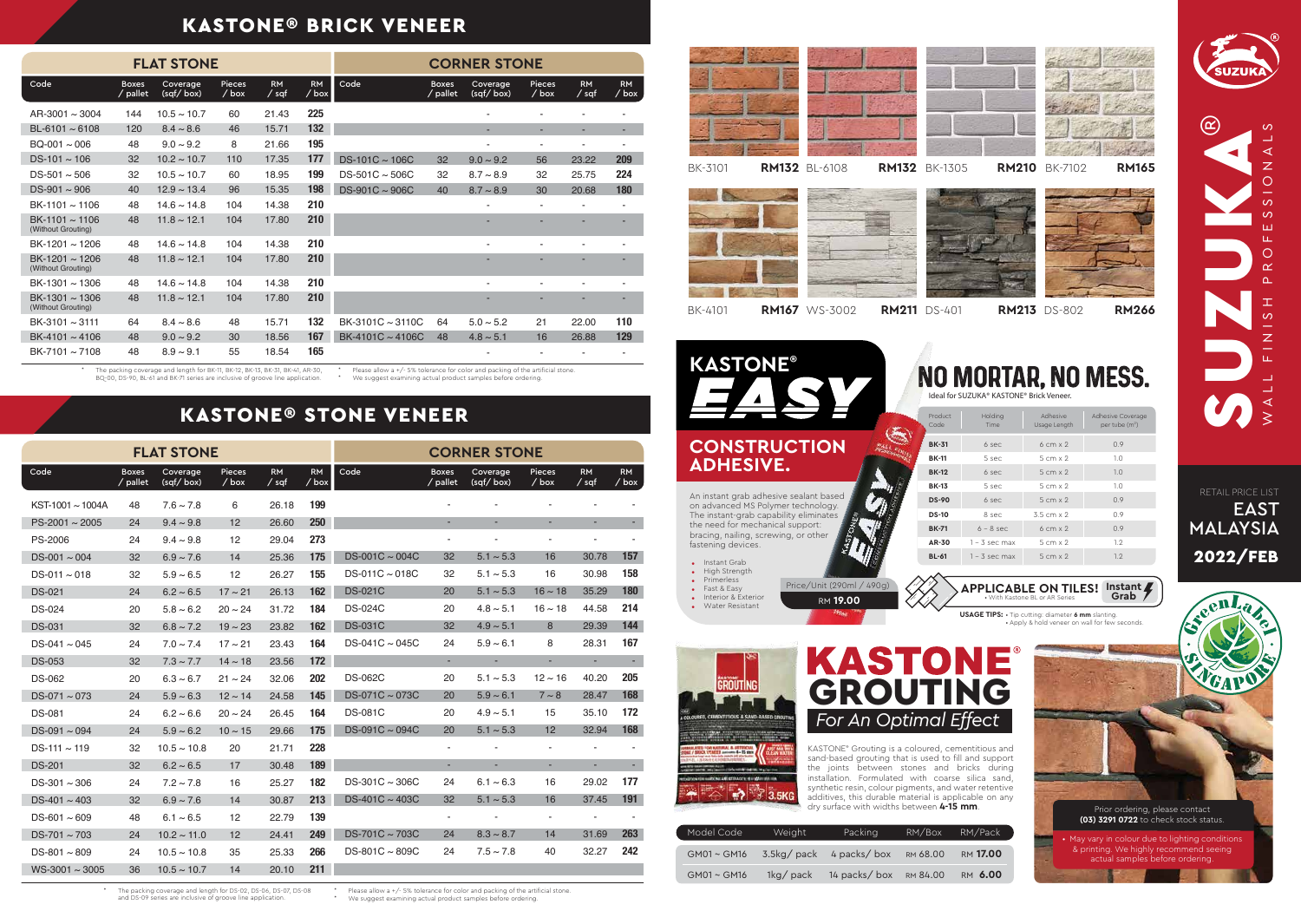# KASTONE® BRICK VENEER

| FLAT STONE | | | | | | CORNER STONE | | | | | |
|---|---|---|---|---|---|---|---|---|---|---|---|
| Code | Boxes / pallet | Coverage (sqf/ box) | Pieces / box | RM / sqf | RM / box | Code | Boxes / pallet | Coverage (sqf/ box) | Pieces / box | RM / sqf | RM / box |
| AR-3001 ~ 3004 | 144 | 10.5 ~ 10.7 | 60 | 21.43 | 225 | | - | - | - | - | - |
| BL-6101 ~ 6108 | 120 | 8.4 ~ 8.6 | 46 | 15.71 | 132 | | - | - | - | - | - |
| BQ-001 ~ 006 | 48 | 9.0 ~ 9.2 | 8 | 21.66 | 195 | | - | - | - | - | - |
| DS-101 ~ 106 | 32 | 10.2 ~ 10.7 | 110 | 17.35 | 177 | DS-101C ~ 106C | 32 | 9.0 ~ 9.2 | 56 | 23.22 | 209 |
| DS-501 ~ 506 | 32 | 10.5 ~ 10.7 | 60 | 18.95 | 199 | DS-501C ~ 506C | 32 | 8.7 ~ 8.9 | 32 | 25.75 | 224 |
| DS-901 ~ 906 | 40 | 12.9 ~ 13.4 | 96 | 15.35 | 198 | DS-901C ~ 906C | 40 | 8.7 ~ 8.9 | 30 | 20.68 | 180 |
| BK-1101 ~ 1106 | 48 | 14.6 ~ 14.8 | 104 | 14.38 | 210 | | - | - | - | - | - |
| BK-1101 ~ 1106 (Without Grouting) | 48 | 11.8 ~ 12.1 | 104 | 17.80 | 210 | | - | - | - | - | - |
| BK-1201 ~ 1206 | 48 | 14.6 ~ 14.8 | 104 | 14.38 | 210 | | - | - | - | - | - |
| BK-1201 ~ 1206 (Without Grouting) | 48 | 11.8 ~ 12.1 | 104 | 17.80 | 210 | | - | - | - | - | - |
| BK-1301 ~ 1306 | 48 | 14.6 ~ 14.8 | 104 | 14.38 | 210 | | - | - | - | - | - |
| BK-1301 ~ 1306 (Without Grouting) | 48 | 11.8 ~ 12.1 | 104 | 17.80 | 210 | | - | - | - | - | - |
| BK-3101 ~ 3111 | 64 | 8.4 ~ 8.6 | 48 | 15.71 | 132 | BK-3101C ~ 3110C | 64 | 5.0 ~ 5.2 | 21 | 22.00 | 110 |
| BK-4101 ~ 4106 | 48 | 9.0 ~ 9.2 | 30 | 18.56 | 167 | BK-4101C ~ 4106C | 48 | 4.8 ~ 5.1 | 16 | 26.88 | 129 |
| BK-7101 ~ 7108 | 48 | 8.9 ~ 9.1 | 55 | 18.54 | 165 | | - | - | - | - | - |

* The packing coverage and length for BK-11, BK-12, BK-13, BK-31, BK-41, AR-30, BQ-00, DS-90, BL-61 and BK-71 series are inclusive of groove line application.
* Please allow a +/- 5% tolerance for color and packing of the artificial stone.
* We suggest examining actual product samples before ordering.

# KASTONE® STONE VENEER

| FLAT STONE | | | | | | CORNER STONE | | | | | |
|---|---|---|---|---|---|---|---|---|---|---|---|
| Code | Boxes / pallet | Coverage (sqf/ box) | Pieces / box | RM / sqf | RM / box | Code | Boxes / pallet | Coverage (sqf/ box) | Pieces / box | RM / sqf | RM / box |
| KST-1001 ~ 1004A | 48 | 7.6 ~ 7.8 | 6 | 26.18 | 199 | | - | - | - | - | - |
| PS-2001 ~ 2005 | 24 | 9.4 ~ 9.8 | 12 | 26.60 | 250 | | - | - | - | - | - |
| PS-2006 | 24 | 9.4 ~ 9.8 | 12 | 29.04 | 273 | | - | - | - | - | - |
| DS-001 ~ 004 | 32 | 6.9 ~ 7.6 | 14 | 25.36 | 175 | DS-001C ~ 004C | 32 | 5.1 ~ 5.3 | 16 | 30.78 | 157 |
| DS-011 ~ 018 | 32 | 5.9 ~ 6.5 | 12 | 26.27 | 155 | DS-011C ~ 018C | 32 | 5.1 ~ 5.3 | 16 | 30.98 | 158 |
| DS-021 | 24 | 6.2 ~ 6.5 | 17 ~ 21 | 26.13 | 162 | DS-021C | 20 | 5.1 ~ 5.3 | 16 ~ 18 | 35.29 | 180 |
| DS-024 | 20 | 5.8 ~ 6.2 | 20 ~ 24 | 31.72 | 184 | DS-024C | 20 | 4.8 ~ 5.1 | 16 ~ 18 | 44.58 | 214 |
| DS-031 | 32 | 6.8 ~ 7.2 | 19 ~ 23 | 23.82 | 162 | DS-031C | 32 | 4.9 ~ 5.1 | 8 | 29.39 | 144 |
| DS-041 ~ 045 | 24 | 7.0 ~ 7.4 | 17 ~ 21 | 23.43 | 164 | DS-041C ~ 045C | 24 | 5.9 ~ 6.1 | 8 | 28.31 | 167 |
| DS-053 | 32 | 7.3 ~ 7.7 | 14 ~ 18 | 23.56 | 172 | | - | - | - | - | - |
| DS-062 | 20 | 6.3 ~ 6.7 | 21 ~ 24 | 32.06 | 202 | DS-062C | 20 | 5.1 ~ 5.3 | 12 ~ 16 | 40.20 | 205 |
| DS-071 ~ 073 | 24 | 5.9 ~ 6.3 | 12 ~ 14 | 24.58 | 145 | DS-071C ~ 073C | 20 | 5.9 ~ 6.1 | 7 ~ 8 | 28.47 | 168 |
| DS-081 | 24 | 6.2 ~ 6.6 | 20 ~ 24 | 26.45 | 164 | DS-081C | 20 | 4.9 ~ 5.1 | 15 | 35.10 | 172 |
| DS-091 ~ 094 | 24 | 5.9 ~ 6.2 | 10 ~ 15 | 29.66 | 175 | DS-091C ~ 094C | 20 | 5.1 ~ 5.3 | 12 | 32.94 | 168 |
| DS-111 ~ 119 | 32 | 10.5 ~ 10.8 | 20 | 21.71 | 228 | | - | - | - | - | - |
| DS-201 | 32 | 6.2 ~ 6.5 | 17 | 30.48 | 189 | | - | - | - | - | - |
| DS-301 ~ 306 | 24 | 7.2 ~ 7.8 | 16 | 25.27 | 182 | DS-301C ~ 306C | 24 | 6.1 ~ 6.3 | 16 | 29.02 | 177 |
| DS-401 ~ 403 | 32 | 6.9 ~ 7.6 | 14 | 30.87 | 213 | DS-401C ~ 403C | 32 | 5.1 ~ 5.3 | 16 | 37.45 | 191 |
| DS-601 ~ 609 | 48 | 6.1 ~ 6.5 | 12 | 22.79 | 139 | | - | - | - | - | - |
| DS-701 ~ 703 | 24 | 10.2 ~ 11.0 | 12 | 24.41 | 249 | DS-701C ~ 703C | 24 | 8.3 ~ 8.7 | 14 | 31.69 | 263 |
| DS-801 ~ 809 | 24 | 10.5 ~ 10.8 | 35 | 25.33 | 266 | DS-801C ~ 809C | 24 | 7.5 ~ 7.8 | 40 | 32.27 | 242 |
| WS-3001 ~ 3005 | 36 | 10.5 ~ 10.7 | 14 | 20.10 | 211 | | | | | | |

* The packing coverage and length for DS-02, DS-06, DS-07, DS-08 and DS-09 series are inclusive of groove line application.
* Please allow a +/- 5% tolerance for color and packing of the artificial stone.
* We suggest examining actual product samples before ordering.

BK-3101 **RM132** BL-6108 **RM132** BK-1305 **RM210** BK-7102 **RM165**

BK-4101 **RM167** WS-3002 **RM211** DS-401 **RM213** DS-802 **RM266**

## KASTONE® EASY CONSTRUCTION ADHESIVE.

An instant grab adhesive sealant based on advanced MS Polymer technology. The instant-grab capability eliminates the need for mechanical support: bracing, nailing, screwing, or other fastening devices.

- Instant Grab
- High Strength
- Primerless
- Fast & Easy
- Interior & Exterior
- Water Resistant

Price/Unit (290ml / 490g) RM 19.00

## NO MORTAR, NO MESS.

Ideal for SUZUKA® KASTONE® Brick Veneer.

| Product Code | Holding Time | Adhesive Usage Length | Adhesive Coverage per tube (m²) |
|---|---|---|---|
| BK-31 | 6 sec | 6 cm x 2 | 0.9 |
| BK-11 | 5 sec | 5 cm x 2 | 1.0 |
| BK-12 | 6 sec | 5 cm x 2 | 1.0 |
| BK-13 | 5 sec | 5 cm x 2 | 1.0 |
| DS-90 | 6 sec | 5 cm x 2 | 0.9 |
| DS-10 | 8 sec | 3.5 cm x 2 | 0.9 |
| BK-71 | 6 ~ 8 sec | 6 cm x 2 | 0.9 |
| AR-30 | 1 ~ 3 sec max | 5 cm x 2 | 1.2 |
| BL-61 | 1 ~ 3 sec max | 5 cm x 2 | 1.2 |

**APPLICABLE ON TILES!** • With Kastone BL or AR Series — Instant Grab

**USAGE TIPS:** • Tip cutting: diameter **6 mm** slanting. • Apply & hold veneer on wall for few seconds.

## KASTONE® GROUTING

*For An Optimal Effect*

KASTONE® Grouting is a coloured, cementitious and sand-based grouting that is used to fill and support the joints between stones and bricks during installation. Formulated with coarse silica sand, synthetic resin, colour pigments, and water retentive additives, this durable material is applicable on any dry surface with widths between **4-15 mm**.

| Model Code | Weight | Packing | RM/Box | RM/Pack |
|---|---|---|---|---|
| GM01 ~ GM16 | 3.5kg/ pack | 4 packs/ box | RM 68.00 | RM **17.00** |
| GM01 ~ GM16 | 1kg/ pack | 14 packs/ box | RM 84.00 | RM **6.00** |

SUZUKA® WALL FINISH PROFESSIONALS

RETAIL PRICE LIST
EAST MALAYSIA
**2022/FEB**

Prior ordering, please contact **(03) 3291 0722** to check stock status.

- May vary in colour due to lighting conditions & printing. We highly recommend seeing actual samples before ordering.